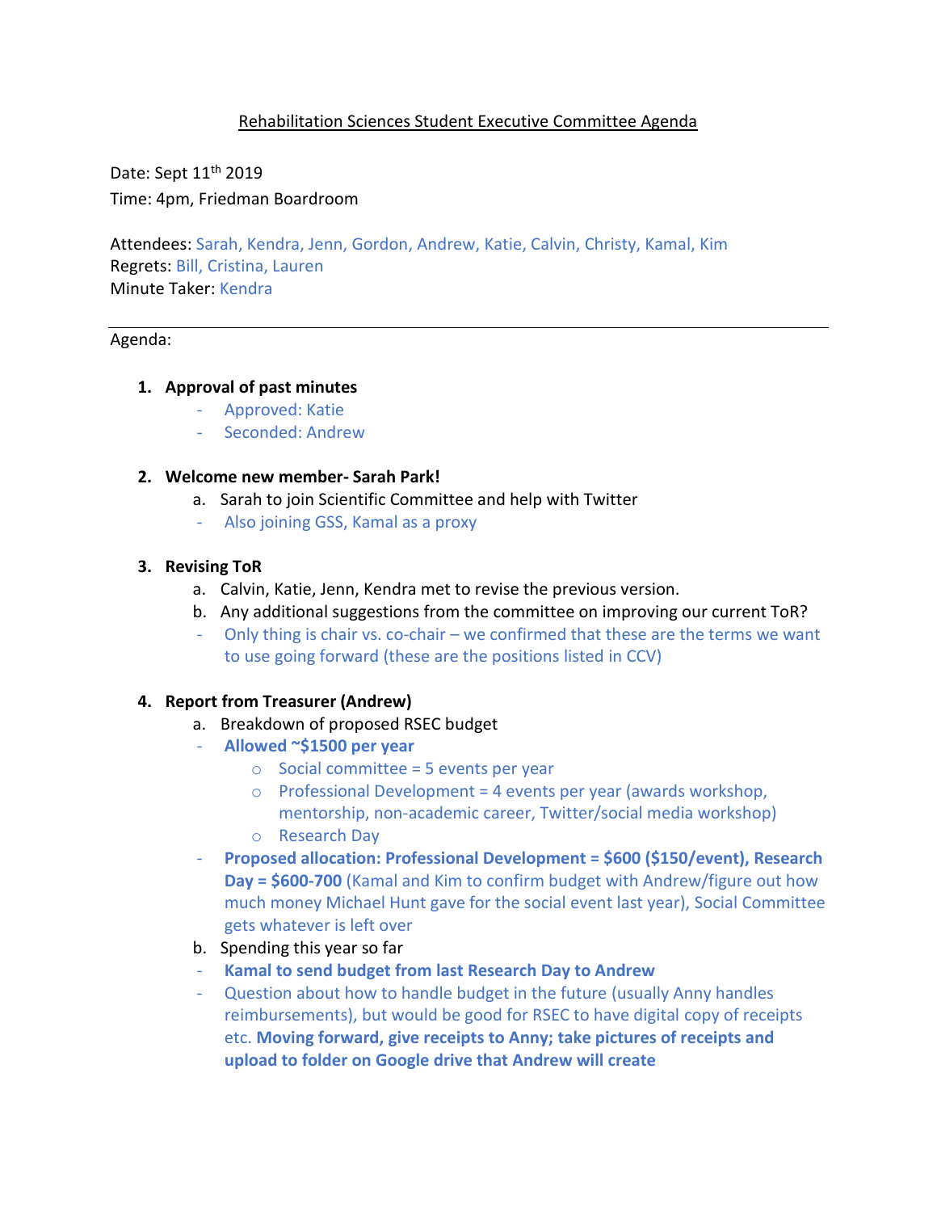# Rehabilitation Sciences Student Executive Committee Agenda

Date: Sept 11th 2019

Time: 4pm, Friedman Boardroom

Attendees: Sarah, Kendra, Jenn, Gordon, Andrew, Katie, Calvin, Christy, Kamal, Kim

Regrets: Bill, Cristina, Lauren

Minute Taker: Kendra

---

Agenda:

1. **Approval of past minutes**
   - Approved: Katie
   - Seconded: Andrew

2. **Welcome new member- Sarah Park!**
   a. Sarah to join Scientific Committee and help with Twitter
   - Also joining GSS, Kamal as a proxy

3. **Revising ToR**
   a. Calvin, Katie, Jenn, Kendra met to revise the previous version.
   b. Any additional suggestions from the committee on improving our current ToR?
   - Only thing is chair vs. co-chair – we confirmed that these are the terms we want to use going forward (these are the positions listed in CCV)

4. **Report from Treasurer (Andrew)**
   a. Breakdown of proposed RSEC budget
   - **Allowed ~$1500 per year**
     - Social committee = 5 events per year
     - Professional Development = 4 events per year (awards workshop, mentorship, non-academic career, Twitter/social media workshop)
     - Research Day
   - **Proposed allocation: Professional Development = $600 ($150/event), Research Day = $600-700** (Kamal and Kim to confirm budget with Andrew/figure out how much money Michael Hunt gave for the social event last year), Social Committee gets whatever is left over

   b. Spending this year so far
   - **Kamal to send budget from last Research Day to Andrew**
   - Question about how to handle budget in the future (usually Anny handles reimbursements), but would be good for RSEC to have digital copy of receipts etc. **Moving forward, give receipts to Anny; take pictures of receipts and upload to folder on Google drive that Andrew will create**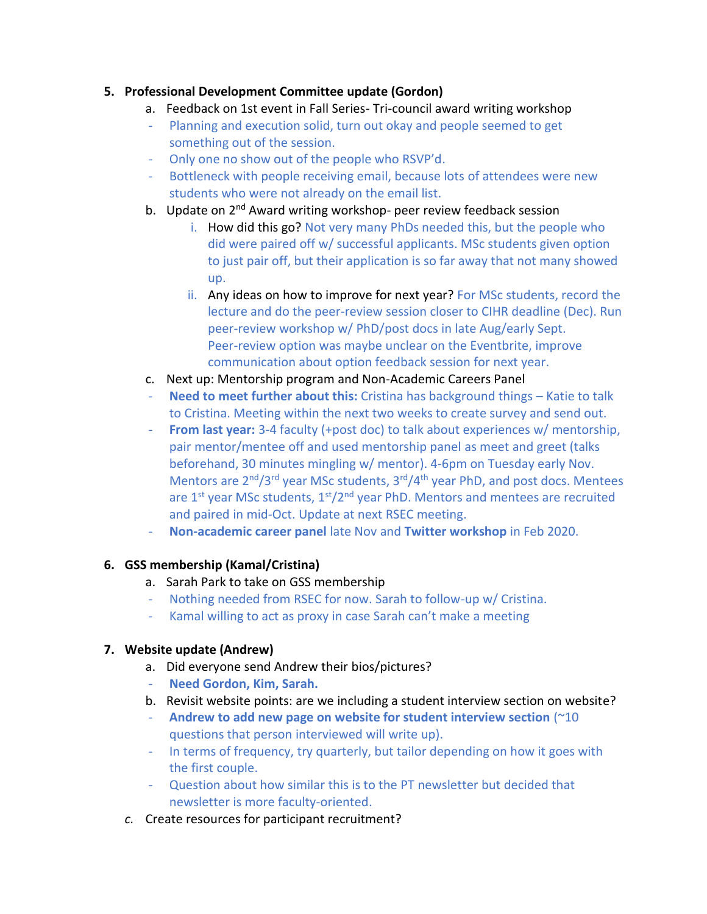5. **Professional Development Committee update (Gordon)**
   a. Feedback on 1st event in Fall Series- Tri-council award writing workshop
      - Planning and execution solid, turn out okay and people seemed to get something out of the session.
      - Only one no show out of the people who RSVP'd.
      - Bottleneck with people receiving email, because lots of attendees were new students who were not already on the email list.
   b. Update on 2nd Award writing workshop- peer review feedback session
      i. How did this go? Not very many PhDs needed this, but the people who did were paired off w/ successful applicants. MSc students given option to just pair off, but their application is so far away that not many showed up.
      ii. Any ideas on how to improve for next year? For MSc students, record the lecture and do the peer-review session closer to CIHR deadline (Dec). Run peer-review workshop w/ PhD/post docs in late Aug/early Sept. Peer-review option was maybe unclear on the Eventbrite, improve communication about option feedback session for next year.
   c. Next up: Mentorship program and Non-Academic Careers Panel
      - **Need to meet further about this:** Cristina has background things – Katie to talk to Cristina. Meeting within the next two weeks to create survey and send out.
      - **From last year:** 3-4 faculty (+post doc) to talk about experiences w/ mentorship, pair mentor/mentee off and used mentorship panel as meet and greet (talks beforehand, 30 minutes mingling w/ mentor). 4-6pm on Tuesday early Nov. Mentors are 2nd/3rd year MSc students, 3rd/4th year PhD, and post docs. Mentees are 1st year MSc students, 1st/2nd year PhD. Mentors and mentees are recruited and paired in mid-Oct. Update at next RSEC meeting.
      - **Non-academic career panel** late Nov and **Twitter workshop** in Feb 2020.

6. **GSS membership (Kamal/Cristina)**
   a. Sarah Park to take on GSS membership
      - Nothing needed from RSEC for now. Sarah to follow-up w/ Cristina.
      - Kamal willing to act as proxy in case Sarah can't make a meeting

7. **Website update (Andrew)**
   a. Did everyone send Andrew their bios/pictures?
      - **Need Gordon, Kim, Sarah.**
   b. Revisit website points: are we including a student interview section on website?
      - **Andrew to add new page on website for student interview section** (~10 questions that person interviewed will write up).
      - In terms of frequency, try quarterly, but tailor depending on how it goes with the first couple.
      - Question about how similar this is to the PT newsletter but decided that newsletter is more faculty-oriented.
   *c.* Create resources for participant recruitment?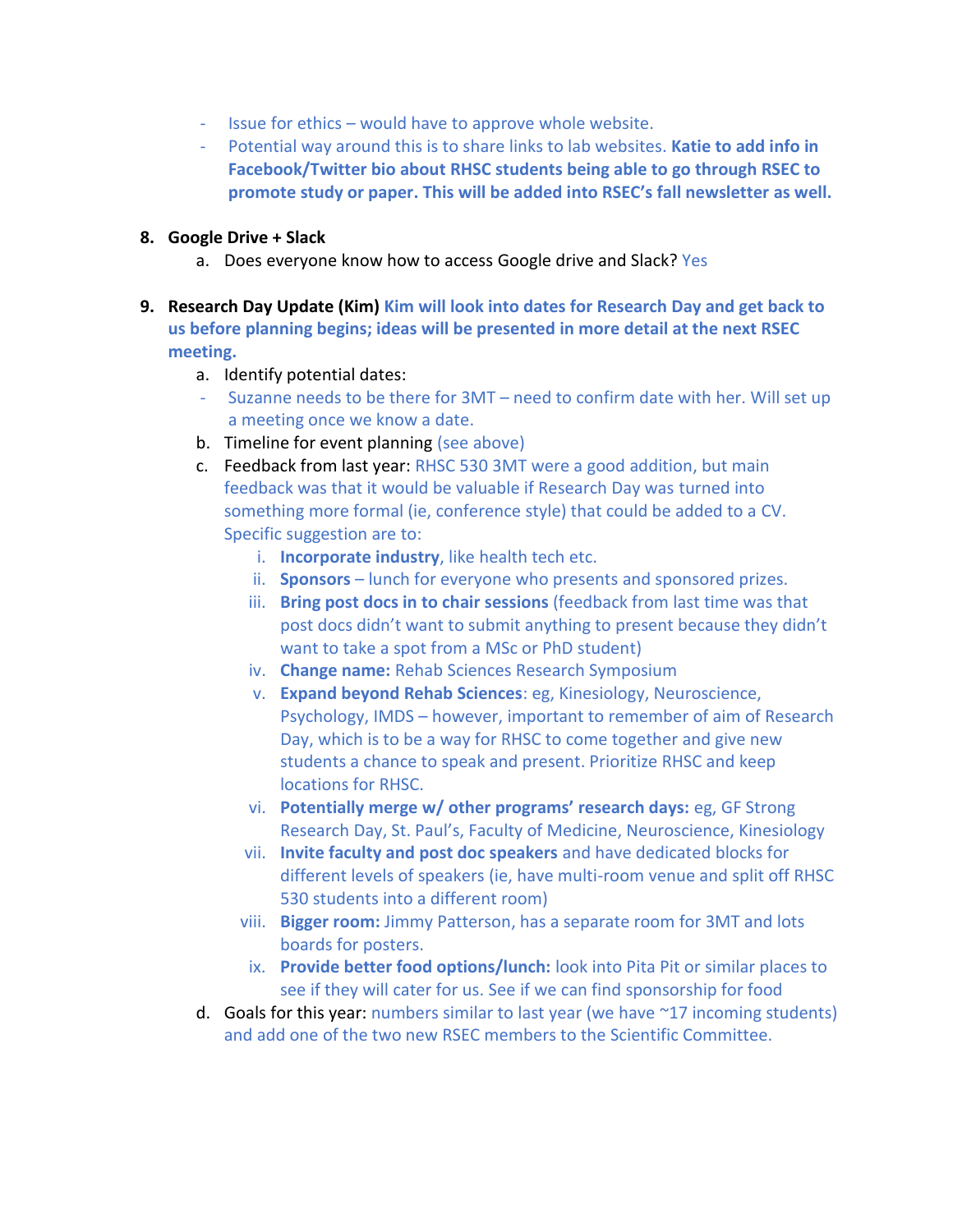- Issue for ethics – would have to approve whole website.
- Potential way around this is to share links to lab websites. **Katie to add info in Facebook/Twitter bio about RHSC students being able to go through RSEC to promote study or paper. This will be added into RSEC's fall newsletter as well.**

8. **Google Drive + Slack**
   a. Does everyone know how to access Google drive and Slack? Yes

9. **Research Day Update (Kim)** **Kim will look into dates for Research Day and get back to us before planning begins; ideas will be presented in more detail at the next RSEC meeting.**
   a. Identify potential dates:
   - Suzanne needs to be there for 3MT – need to confirm date with her. Will set up a meeting once we know a date.

   b. Timeline for event planning (see above)
   c. Feedback from last year: RHSC 530 3MT were a good addition, but main feedback was that it would be valuable if Research Day was turned into something more formal (ie, conference style) that could be added to a CV. Specific suggestion are to:
      i. **Incorporate industry**, like health tech etc.
      ii. **Sponsors** – lunch for everyone who presents and sponsored prizes.
      iii. **Bring post docs in to chair sessions** (feedback from last time was that post docs didn't want to submit anything to present because they didn't want to take a spot from a MSc or PhD student)
      iv. **Change name:** Rehab Sciences Research Symposium
      v. **Expand beyond Rehab Sciences**: eg, Kinesiology, Neuroscience, Psychology, IMDS – however, important to remember of aim of Research Day, which is to be a way for RHSC to come together and give new students a chance to speak and present. Prioritize RHSC and keep locations for RHSC.
      vi. **Potentially merge w/ other programs' research days:** eg, GF Strong Research Day, St. Paul's, Faculty of Medicine, Neuroscience, Kinesiology
      vii. **Invite faculty and post doc speakers** and have dedicated blocks for different levels of speakers (ie, have multi-room venue and split off RHSC 530 students into a different room)
      viii. **Bigger room:** Jimmy Patterson, has a separate room for 3MT and lots boards for posters.
      ix. **Provide better food options/lunch:** look into Pita Pit or similar places to see if they will cater for us. See if we can find sponsorship for food

   d. Goals for this year: numbers similar to last year (we have ~17 incoming students) and add one of the two new RSEC members to the Scientific Committee.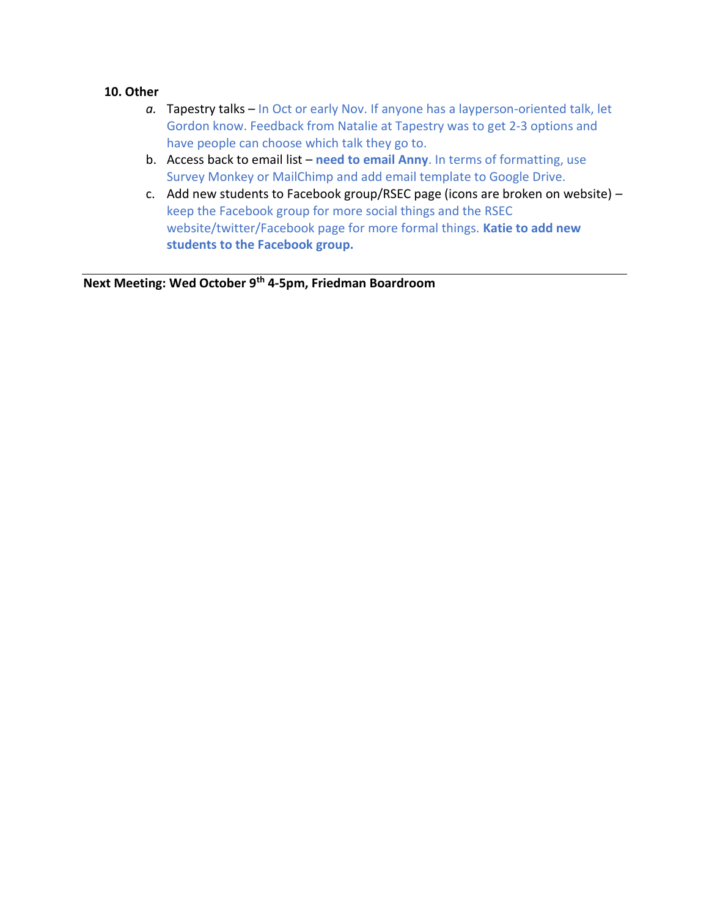### 10. Other

*a.* Tapestry talks – In Oct or early Nov. If anyone has a layperson-oriented talk, let Gordon know. Feedback from Natalie at Tapestry was to get 2-3 options and have people can choose which talk they go to.

b. Access back to email list – **need to email Anny**. In terms of formatting, use Survey Monkey or MailChimp and add email template to Google Drive.

c. Add new students to Facebook group/RSEC page (icons are broken on website) – keep the Facebook group for more social things and the RSEC website/twitter/Facebook page for more formal things. **Katie to add new students to the Facebook group.**

---

**Next Meeting: Wed October 9th 4-5pm, Friedman Boardroom**